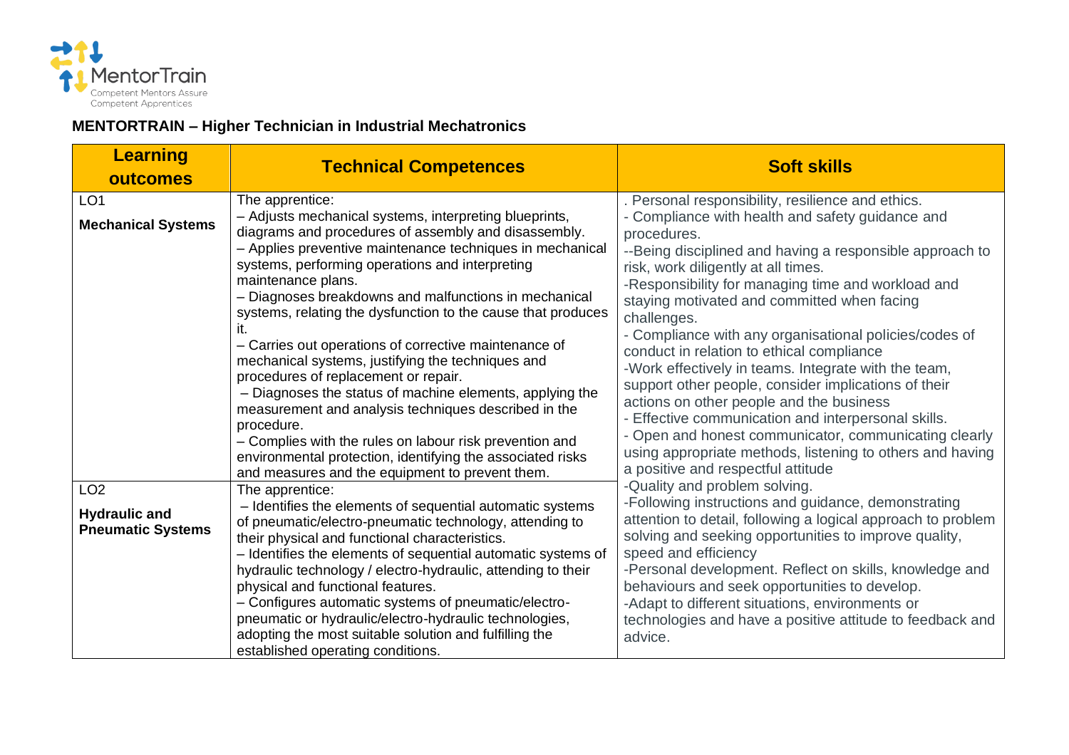## MENTORTRAIN – Higher Technician in Industrial Mechatronics

| Learning outcomes | Technical Competences | Soft skills |
| --- | --- | --- |
| LO1<br>**Mechanical Systems** | The apprentice:<br>– Adjusts mechanical systems, interpreting blueprints, diagrams and procedures of assembly and disassembly.<br>– Applies preventive maintenance techniques in mechanical systems, performing operations and interpreting maintenance plans.<br>– Diagnoses breakdowns and malfunctions in mechanical systems, relating the dysfunction to the cause that produces it.<br>– Carries out operations of corrective maintenance of mechanical systems, justifying the techniques and procedures of replacement or repair.<br>– Diagnoses the status of machine elements, applying the measurement and analysis techniques described in the procedure.<br>– Complies with the rules on labour risk prevention and environmental protection, identifying the associated risks and measures and the equipment to prevent them. | . Personal responsibility, resilience and ethics.<br>- Compliance with health and safety guidance and procedures.<br>--Being disciplined and having a responsible approach to risk, work diligently at all times.<br>-Responsibility for managing time and workload and staying motivated and committed when facing challenges.<br>- Compliance with any organisational policies/codes of conduct in relation to ethical compliance<br>-Work effectively in teams. Integrate with the team, support other people, consider implications of their actions on other people and the business<br>- Effective communication and interpersonal skills.<br>- Open and honest communicator, communicating clearly using appropriate methods, listening to others and having a positive and respectful attitude<br>-Quality and problem solving.<br>-Following instructions and guidance, demonstrating attention to detail, following a logical approach to problem solving and seeking opportunities to improve quality, speed and efficiency<br>-Personal development. Reflect on skills, knowledge and behaviours and seek opportunities to develop.<br>-Adapt to different situations, environments or technologies and have a positive attitude to feedback and advice. |
| LO2<br>**Hydraulic and Pneumatic Systems** | The apprentice:<br>– Identifies the elements of sequential automatic systems of pneumatic/electro-pneumatic technology, attending to their physical and functional characteristics.<br>– Identifies the elements of sequential automatic systems of hydraulic technology / electro-hydraulic, attending to their physical and functional features.<br>– Configures automatic systems of pneumatic/electro-pneumatic or hydraulic/electro-hydraulic technologies, adopting the most suitable solution and fulfilling the established operating conditions. | |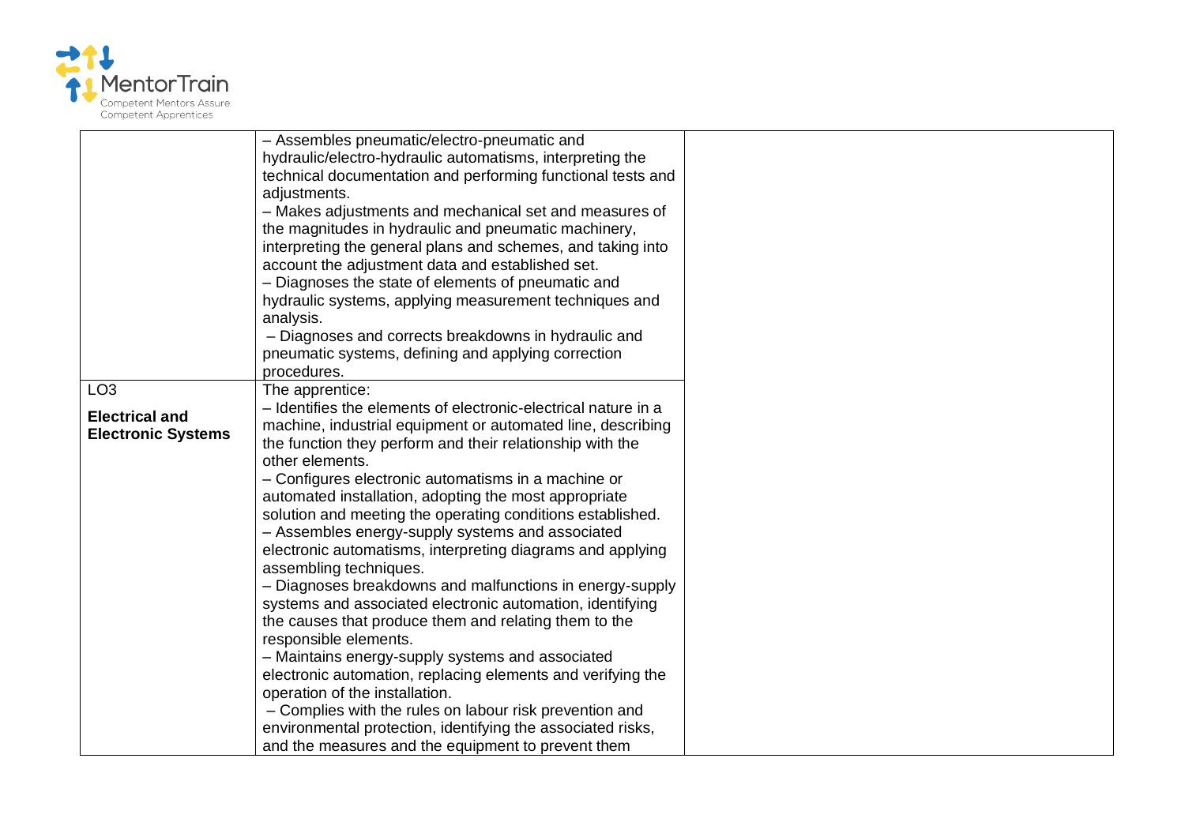| | | |
|---|---|---|
| | – Assembles pneumatic/electro-pneumatic and hydraulic/electro-hydraulic automatisms, interpreting the technical documentation and performing functional tests and adjustments.<br>– Makes adjustments and mechanical set and measures of the magnitudes in hydraulic and pneumatic machinery, interpreting the general plans and schemes, and taking into account the adjustment data and established set.<br>– Diagnoses the state of elements of pneumatic and hydraulic systems, applying measurement techniques and analysis.<br>– Diagnoses and corrects breakdowns in hydraulic and pneumatic systems, defining and applying correction procedures. | |
| LO3<br><br>**Electrical and Electronic Systems** | The apprentice:<br>– Identifies the elements of electronic-electrical nature in a machine, industrial equipment or automated line, describing the function they perform and their relationship with the other elements.<br>– Configures electronic automatisms in a machine or automated installation, adopting the most appropriate solution and meeting the operating conditions established.<br>– Assembles energy-supply systems and associated electronic automatisms, interpreting diagrams and applying assembling techniques.<br>– Diagnoses breakdowns and malfunctions in energy-supply systems and associated electronic automation, identifying the causes that produce them and relating them to the responsible elements.<br>– Maintains energy-supply systems and associated electronic automation, replacing elements and verifying the operation of the installation.<br>– Complies with the rules on labour risk prevention and environmental protection, identifying the associated risks, and the measures and the equipment to prevent them | |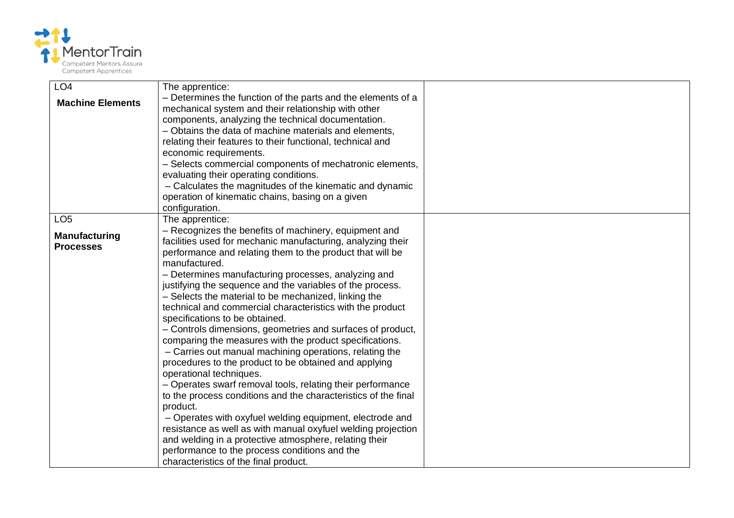| | | |
|---|---|---|
| LO4<br><br>**Machine Elements** | The apprentice:<br>– Determines the function of the parts and the elements of a mechanical system and their relationship with other components, analyzing the technical documentation.<br>– Obtains the data of machine materials and elements, relating their features to their functional, technical and economic requirements.<br>– Selects commercial components of mechatronic elements, evaluating their operating conditions.<br>– Calculates the magnitudes of the kinematic and dynamic operation of kinematic chains, basing on a given configuration. | |
| LO5<br><br>**Manufacturing Processes** | The apprentice:<br>– Recognizes the benefits of machinery, equipment and facilities used for mechanic manufacturing, analyzing their performance and relating them to the product that will be manufactured.<br>– Determines manufacturing processes, analyzing and justifying the sequence and the variables of the process.<br>– Selects the material to be mechanized, linking the technical and commercial characteristics with the product specifications to be obtained.<br>– Controls dimensions, geometries and surfaces of product, comparing the measures with the product specifications.<br>– Carries out manual machining operations, relating the procedures to the product to be obtained and applying operational techniques.<br>– Operates swarf removal tools, relating their performance to the process conditions and the characteristics of the final product.<br>– Operates with oxyfuel welding equipment, electrode and resistance as well as with manual oxyfuel welding projection and welding in a protective atmosphere, relating their performance to the process conditions and the characteristics of the final product. | |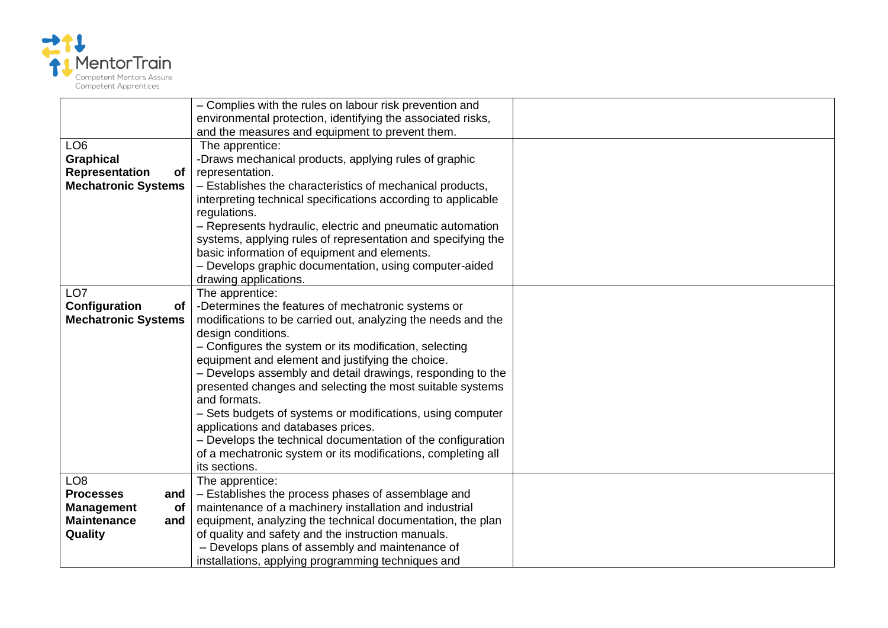| | | |
|---|---|---|
| | – Complies with the rules on labour risk prevention and environmental protection, identifying the associated risks, and the measures and equipment to prevent them. | |
| LO6 **Graphical Representation of Mechatronic Systems** | The apprentice:<br>-Draws mechanical products, applying rules of graphic representation.<br>– Establishes the characteristics of mechanical products, interpreting technical specifications according to applicable regulations.<br>– Represents hydraulic, electric and pneumatic automation systems, applying rules of representation and specifying the basic information of equipment and elements.<br>– Develops graphic documentation, using computer-aided drawing applications. | |
| LO7 **Configuration of Mechatronic Systems** | The apprentice:<br>-Determines the features of mechatronic systems or modifications to be carried out, analyzing the needs and the design conditions.<br>– Configures the system or its modification, selecting equipment and element and justifying the choice.<br>– Develops assembly and detail drawings, responding to the presented changes and selecting the most suitable systems and formats.<br>– Sets budgets of systems or modifications, using computer applications and databases prices.<br>– Develops the technical documentation of the configuration of a mechatronic system or its modifications, completing all its sections. | |
| LO8 **Processes and Management of Maintenance and Quality** | The apprentice:<br>– Establishes the process phases of assemblage and maintenance of a machinery installation and industrial equipment, analyzing the technical documentation, the plan of quality and safety and the instruction manuals.<br>– Develops plans of assembly and maintenance of installations, applying programming techniques and | |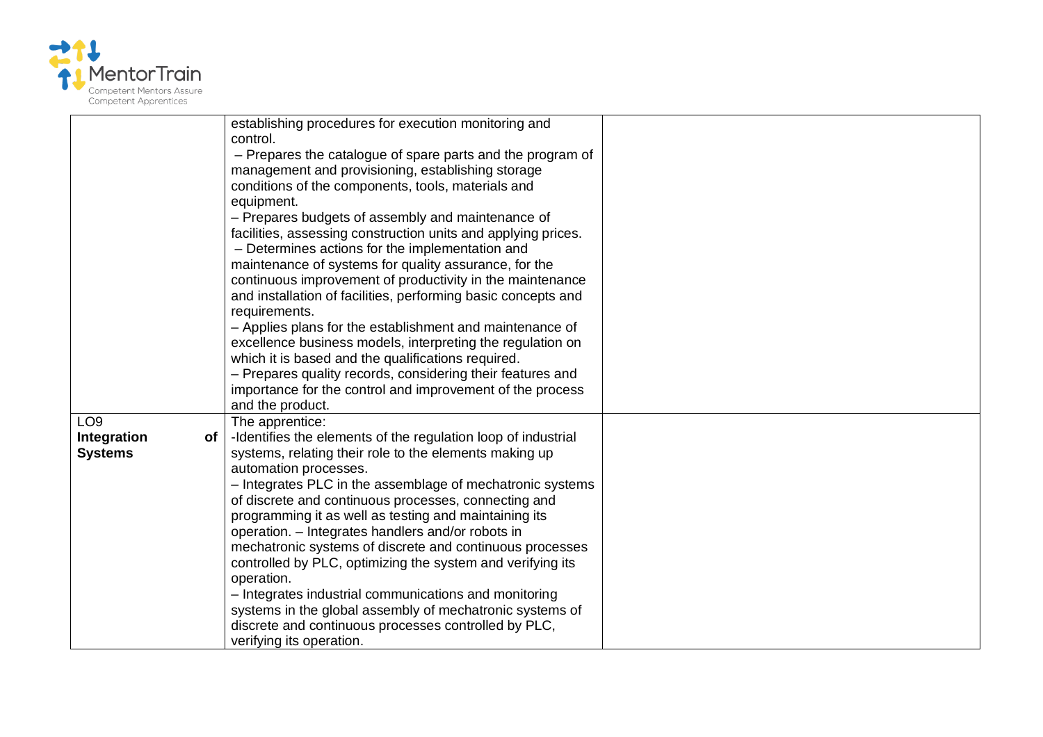| | | |
|---|---|---|
| | establishing procedures for execution monitoring and control.<br>– Prepares the catalogue of spare parts and the program of management and provisioning, establishing storage conditions of the components, tools, materials and equipment.<br>– Prepares budgets of assembly and maintenance of facilities, assessing construction units and applying prices.<br>– Determines actions for the implementation and maintenance of systems for quality assurance, for the continuous improvement of productivity in the maintenance and installation of facilities, performing basic concepts and requirements.<br>– Applies plans for the establishment and maintenance of excellence business models, interpreting the regulation on which it is based and the qualifications required.<br>– Prepares quality records, considering their features and importance for the control and improvement of the process and the product. | |
| LO9<br>**Integration of Systems** | The apprentice:<br>-Identifies the elements of the regulation loop of industrial systems, relating their role to the elements making up automation processes.<br>– Integrates PLC in the assemblage of mechatronic systems of discrete and continuous processes, connecting and programming it as well as testing and maintaining its operation. – Integrates handlers and/or robots in mechatronic systems of discrete and continuous processes controlled by PLC, optimizing the system and verifying its operation.<br>– Integrates industrial communications and monitoring systems in the global assembly of mechatronic systems of discrete and continuous processes controlled by PLC, verifying its operation. | |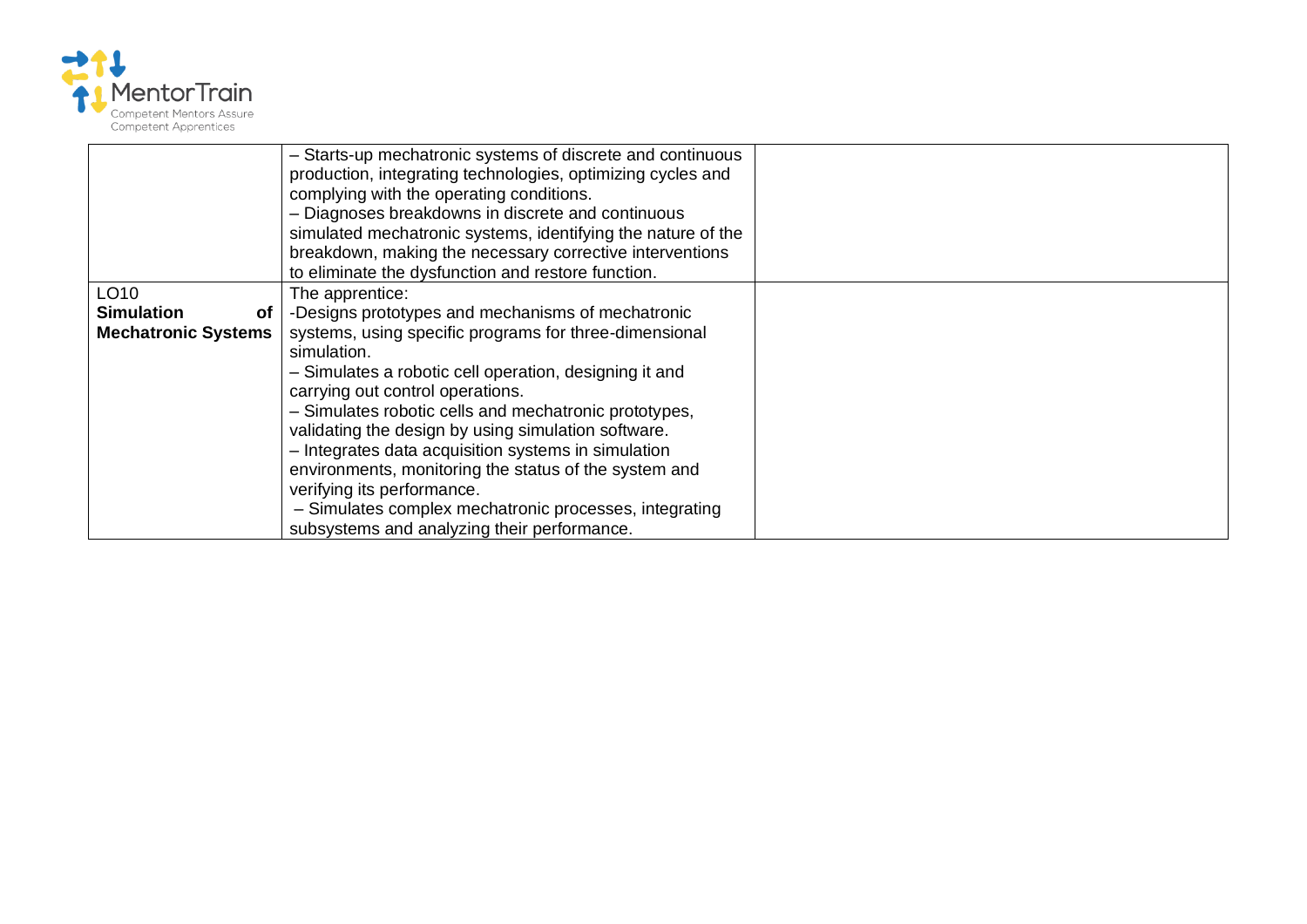| | | |
|---|---|---|
| | – Starts-up mechatronic systems of discrete and continuous production, integrating technologies, optimizing cycles and complying with the operating conditions.<br>– Diagnoses breakdowns in discrete and continuous simulated mechatronic systems, identifying the nature of the breakdown, making the necessary corrective interventions to eliminate the dysfunction and restore function. | |
| LO10<br>**Simulation of Mechatronic Systems** | The apprentice:<br>-Designs prototypes and mechanisms of mechatronic systems, using specific programs for three-dimensional simulation.<br>– Simulates a robotic cell operation, designing it and carrying out control operations.<br>– Simulates robotic cells and mechatronic prototypes, validating the design by using simulation software.<br>– Integrates data acquisition systems in simulation environments, monitoring the status of the system and verifying its performance.<br>– Simulates complex mechatronic processes, integrating subsystems and analyzing their performance. | |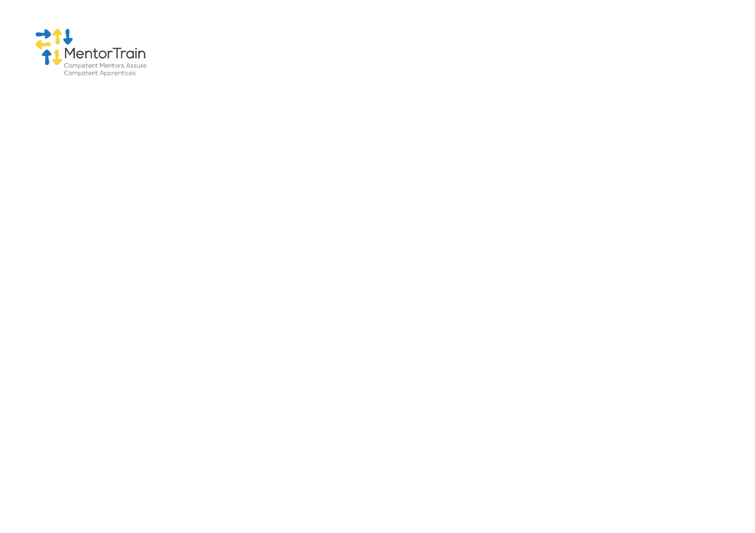MentorTrain

Competent Mentors Assure Competent Apprentices